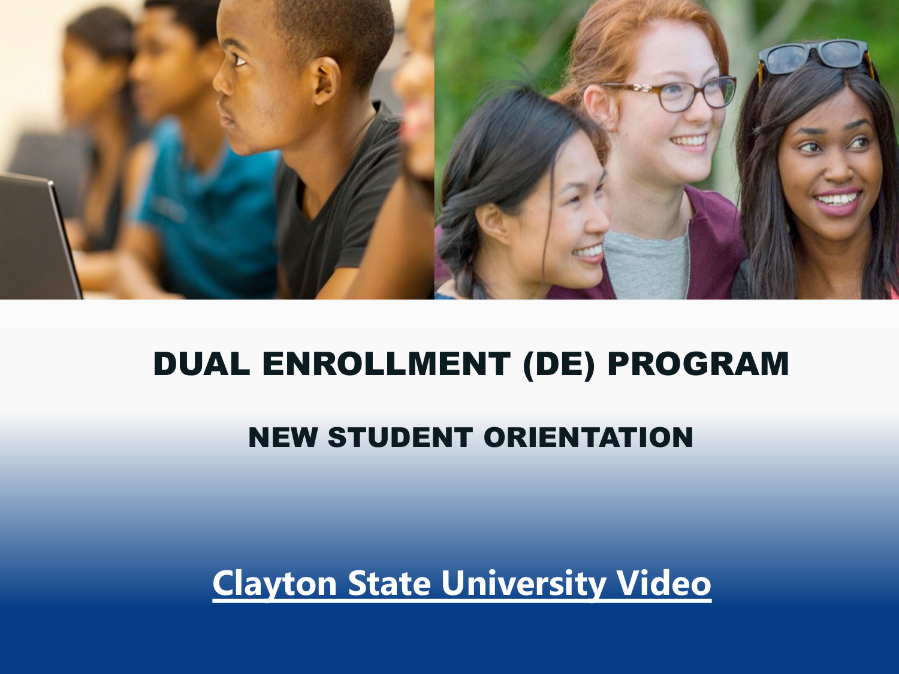# DUAL ENROLLMENT (DE) PROGRAM

## NEW STUDENT ORIENTATION

**Clayton State University Video**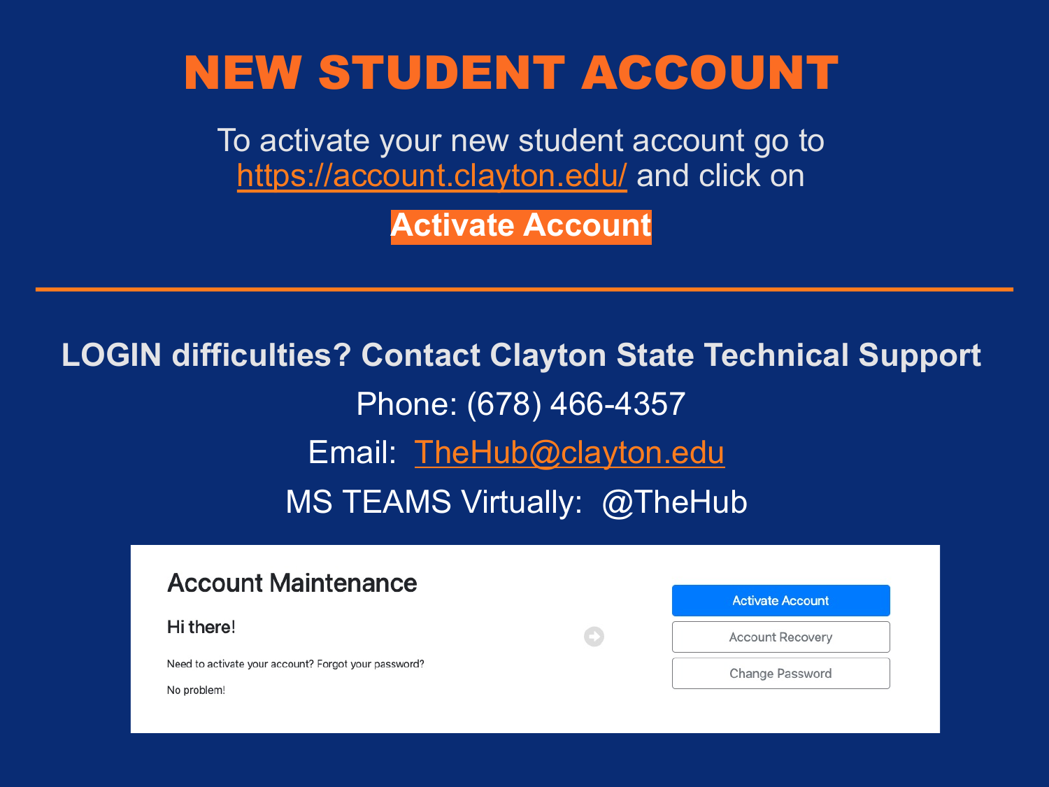# NEW STUDENT ACCOUNT

To activate your new student account go to https://account.clayton.edu/ and click on

**Activate Account**

---

**LOGIN difficulties? Contact Clayton State Technical Support**

Phone: (678) 466-4357

Email: TheHub@clayton.edu

MS TEAMS Virtually: @TheHub

## Account Maintenance

Hi there!

Need to activate your account? Forgot your password?

No problem!

- Activate Account
- Account Recovery
- Change Password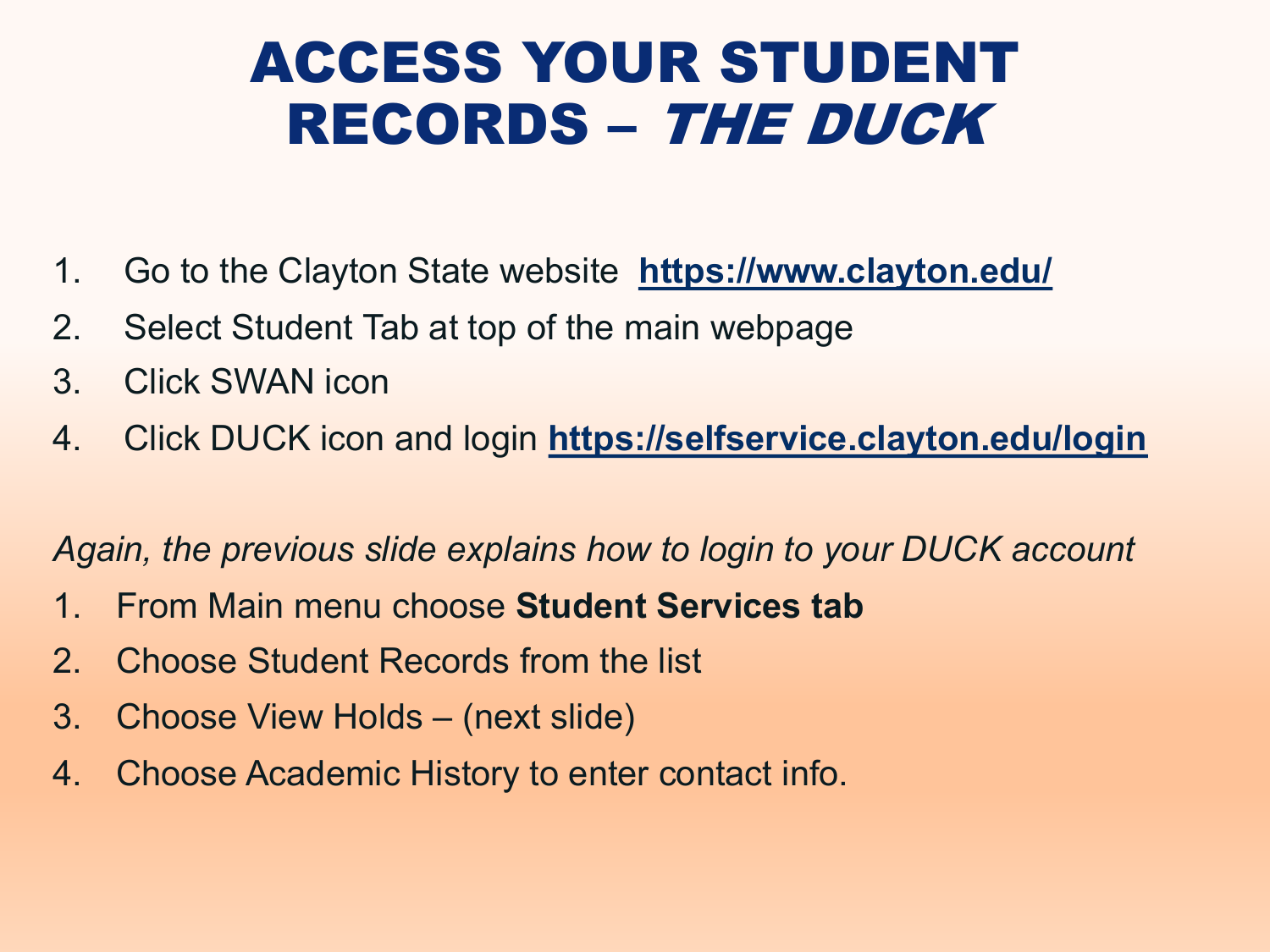# ACCESS YOUR STUDENT RECORDS – *THE DUCK*

1. Go to the Clayton State website **https://www.clayton.edu/**
2. Select Student Tab at top of the main webpage
3. Click SWAN icon
4. Click DUCK icon and login **https://selfservice.clayton.edu/login**

*Again, the previous slide explains how to login to your DUCK account*

1. From Main menu choose **Student Services tab**
2. Choose Student Records from the list
3. Choose View Holds – (next slide)
4. Choose Academic History to enter contact info.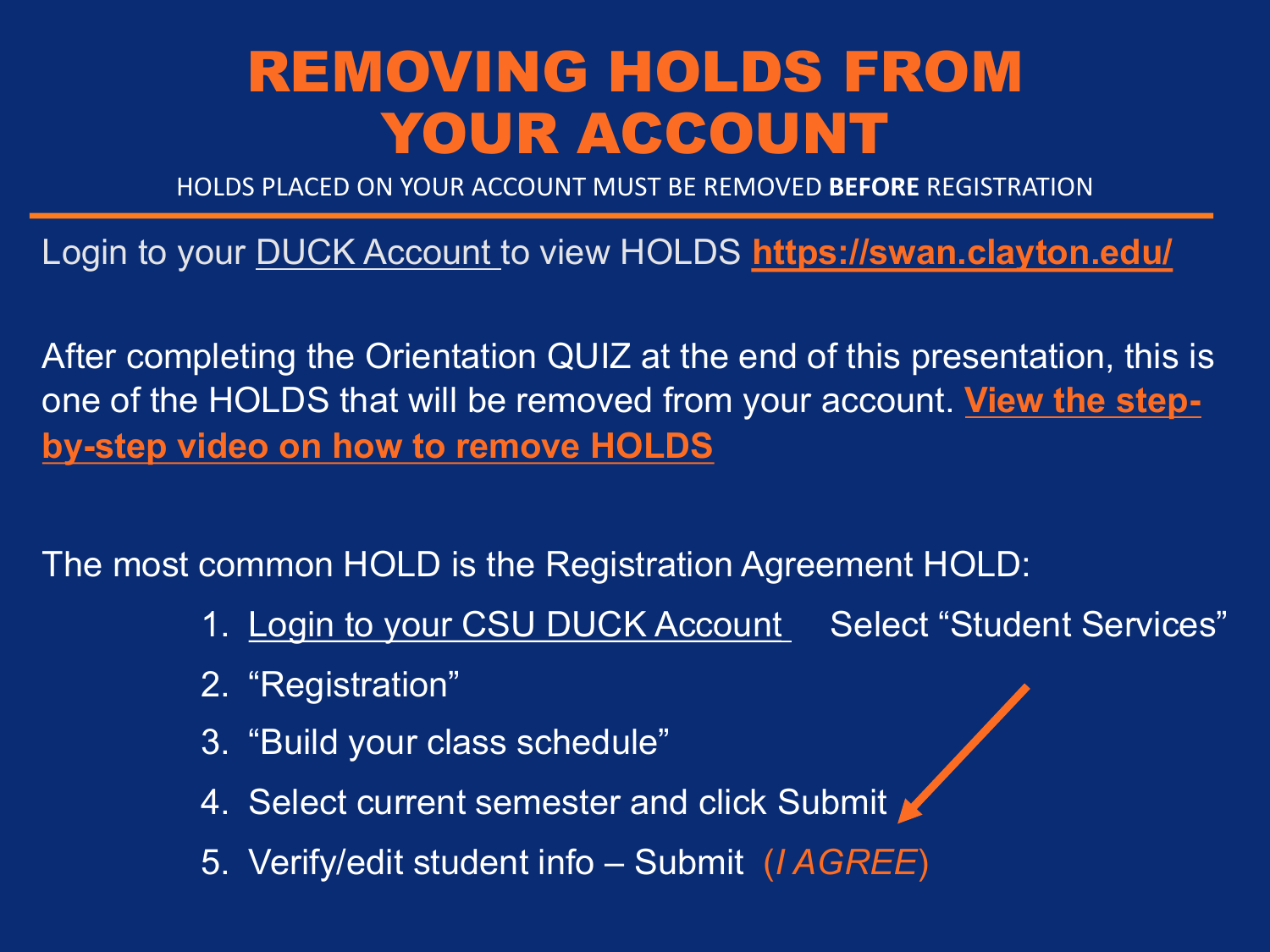# REMOVING HOLDS FROM YOUR ACCOUNT

HOLDS PLACED ON YOUR ACCOUNT MUST BE REMOVED **BEFORE** REGISTRATION

---

Login to your DUCK Account to view HOLDS **https://swan.clayton.edu/**

After completing the Orientation QUIZ at the end of this presentation, this is one of the HOLDS that will be removed from your account. **View the step-by-step video on how to remove HOLDS**

The most common HOLD is the Registration Agreement HOLD:

1. Login to your CSU DUCK Account Select "Student Services"
2. "Registration"
3. "Build your class schedule"
4. Select current semester and click Submit
5. Verify/edit student info – Submit (*I AGREE*)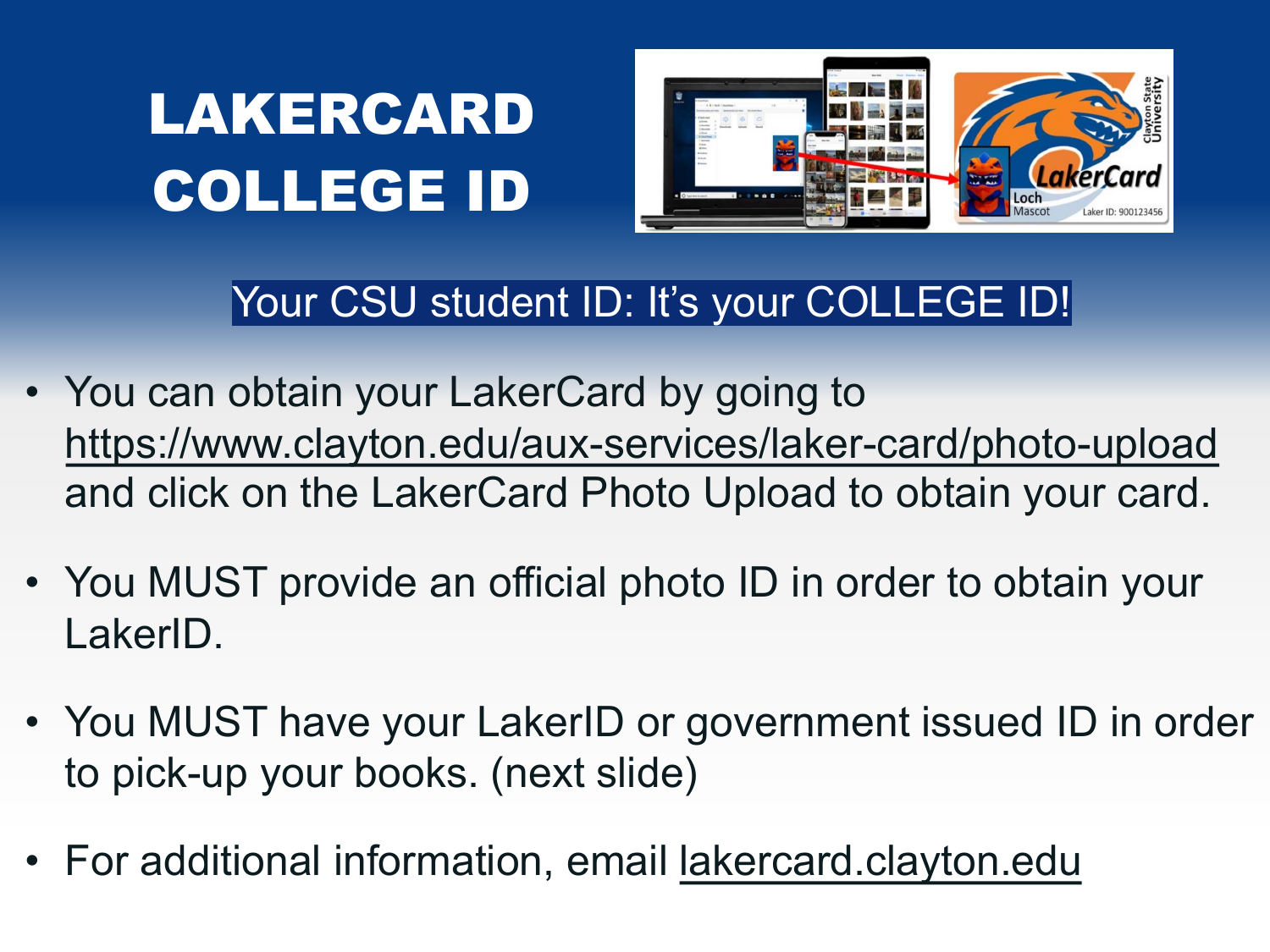# LAKERCARD COLLEGE ID

Your CSU student ID: It's your COLLEGE ID!

- You can obtain your LakerCard by going to https://www.clayton.edu/aux-services/laker-card/photo-upload and click on the LakerCard Photo Upload to obtain your card.
- You MUST provide an official photo ID in order to obtain your LakerID.
- You MUST have your LakerID or government issued ID in order to pick-up your books. (next slide)
- For additional information, email lakercard.clayton.edu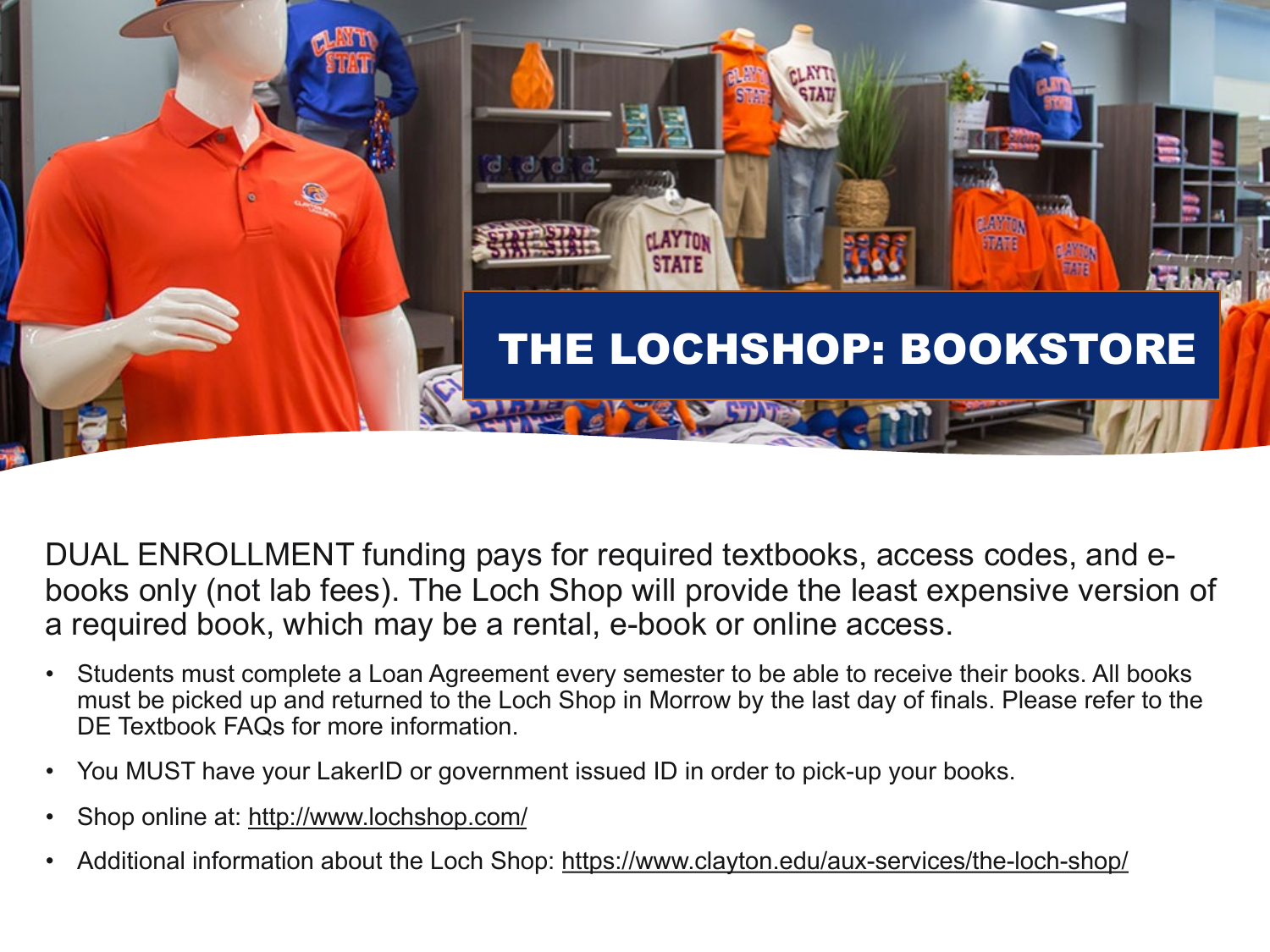# THE LOCHSHOP: BOOKSTORE

DUAL ENROLLMENT funding pays for required textbooks, access codes, and e-books only (not lab fees). The Loch Shop will provide the least expensive version of a required book, which may be a rental, e-book or online access.

- Students must complete a Loan Agreement every semester to be able to receive their books. All books must be picked up and returned to the Loch Shop in Morrow by the last day of finals. Please refer to the DE Textbook FAQs for more information.
- You MUST have your LakerID or government issued ID in order to pick-up your books.
- Shop online at: http://www.lochshop.com/
- Additional information about the Loch Shop: https://www.clayton.edu/aux-services/the-loch-shop/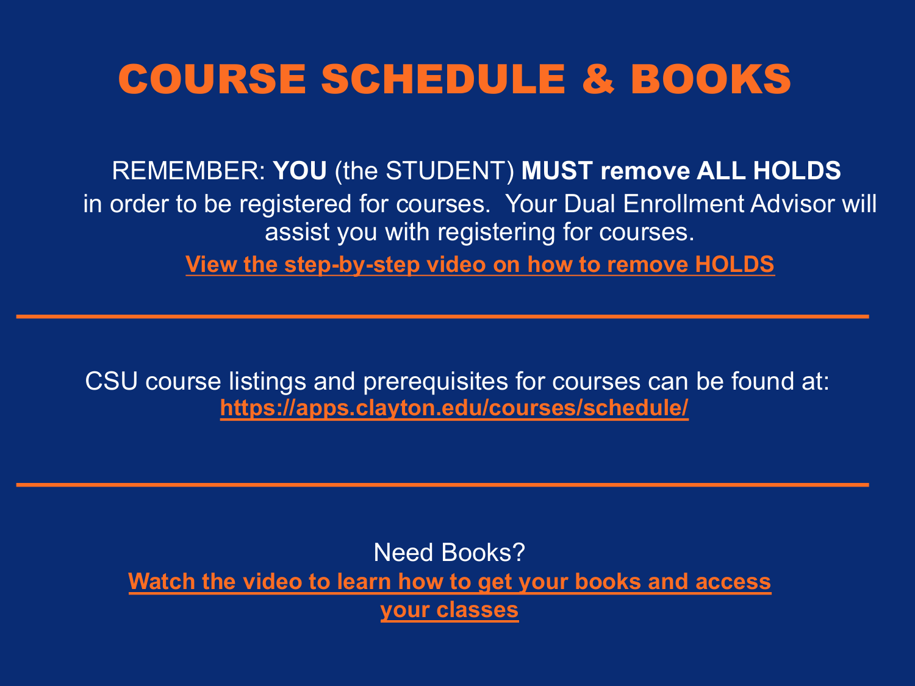# COURSE SCHEDULE & BOOKS

REMEMBER: **YOU** (the STUDENT) **MUST remove ALL HOLDS** in order to be registered for courses. Your Dual Enrollment Advisor will assist you with registering for courses.

**View the step-by-step video on how to remove HOLDS**

---

CSU course listings and prerequisites for courses can be found at:
**https://apps.clayton.edu/courses/schedule/**

---

Need Books?
**Watch the video to learn how to get your books and access your classes**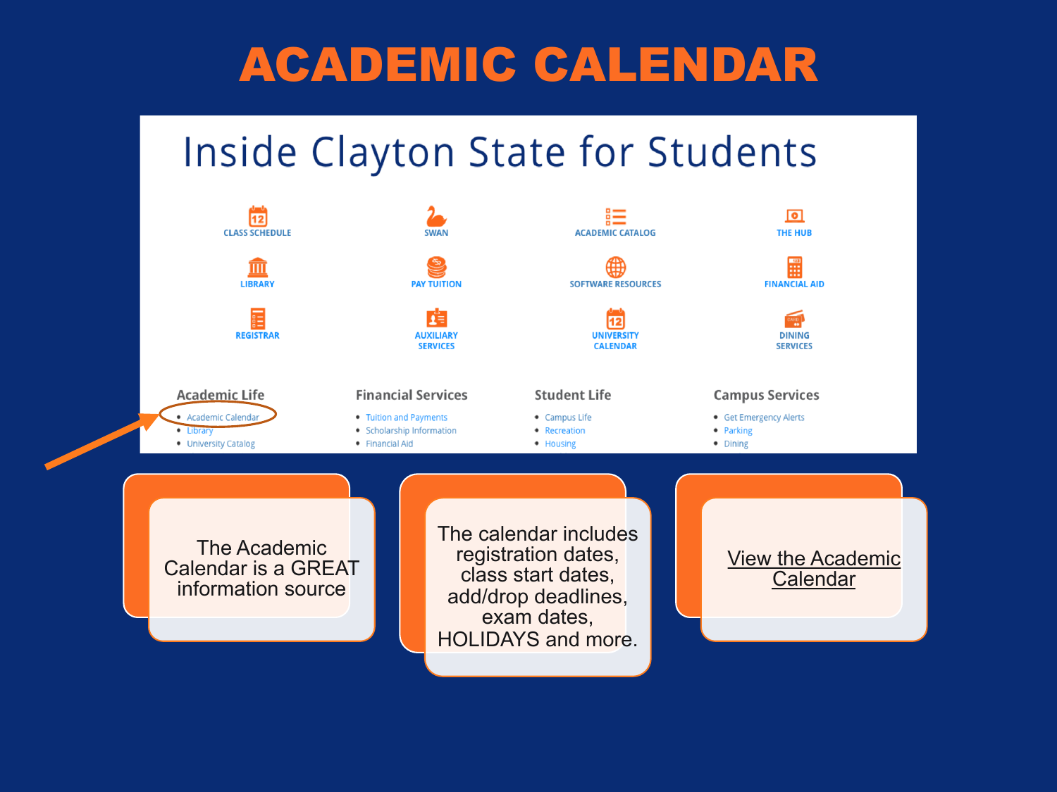# ACADEMIC CALENDAR

## Inside Clayton State for Students

CLASS SCHEDULE
SWAN
ACADEMIC CATALOG
THE HUB
LIBRARY
PAY TUITION
SOFTWARE RESOURCES
FINANCIAL AID
REGISTRAR
AUXILIARY SERVICES
UNIVERSITY CALENDAR
DINING SERVICES

**Academic Life**

- Academic Calendar
- Library
- University Catalog

**Financial Services**

- Tuition and Payments
- Scholarship Information
- Financial Aid

**Student Life**

- Campus Life
- Recreation
- Housing

**Campus Services**

- Get Emergency Alerts
- Parking
- Dining

The Academic Calendar is a GREAT information source

The calendar includes registration dates, class start dates, add/drop deadlines, exam dates, HOLIDAYS and more.

View the Academic Calendar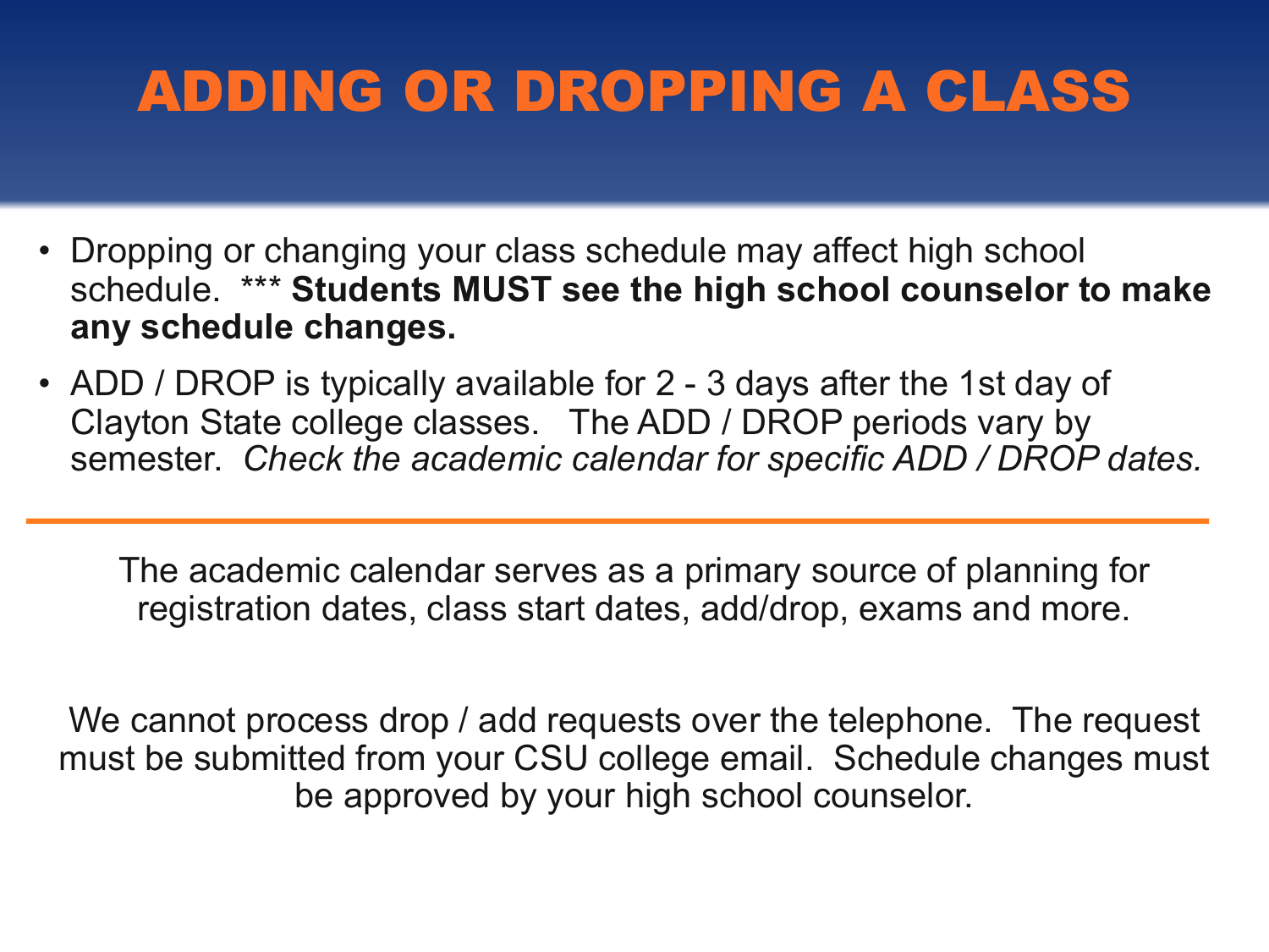# ADDING OR DROPPING A CLASS

- Dropping or changing your class schedule may affect high school schedule. *** **Students MUST see the high school counselor to make any schedule changes.**
- ADD / DROP is typically available for 2 - 3 days after the 1st day of Clayton State college classes. The ADD / DROP periods vary by semester. *Check the academic calendar for specific ADD / DROP dates.*

---

The academic calendar serves as a primary source of planning for registration dates, class start dates, add/drop, exams and more.

We cannot process drop / add requests over the telephone. The request must be submitted from your CSU college email. Schedule changes must be approved by your high school counselor.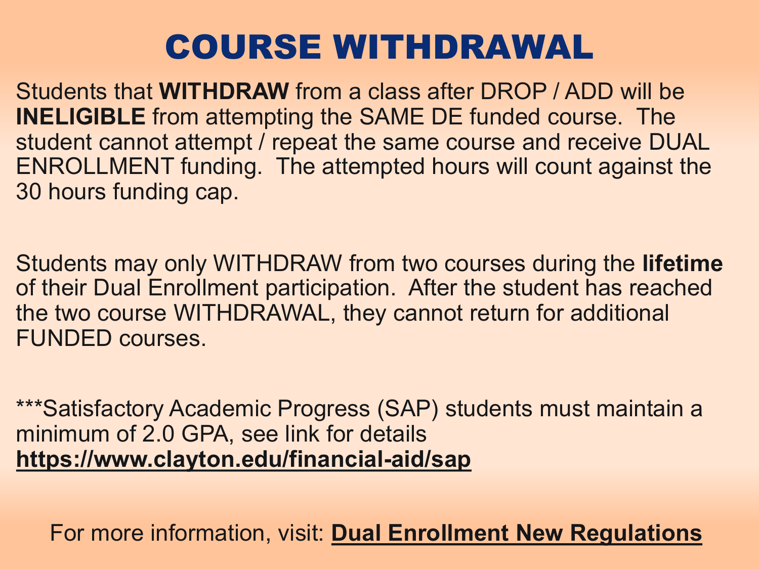# COURSE WITHDRAWAL

Students that **WITHDRAW** from a class after DROP / ADD will be **INELIGIBLE** from attempting the SAME DE funded course. The student cannot attempt / repeat the same course and receive DUAL ENROLLMENT funding. The attempted hours will count against the 30 hours funding cap.

Students may only WITHDRAW from two courses during the **lifetime** of their Dual Enrollment participation. After the student has reached the two course WITHDRAWAL, they cannot return for additional FUNDED courses.

***Satisfactory Academic Progress (SAP) students must maintain a minimum of 2.0 GPA, see link for details **https://www.clayton.edu/financial-aid/sap**

For more information, visit: **Dual Enrollment New Regulations**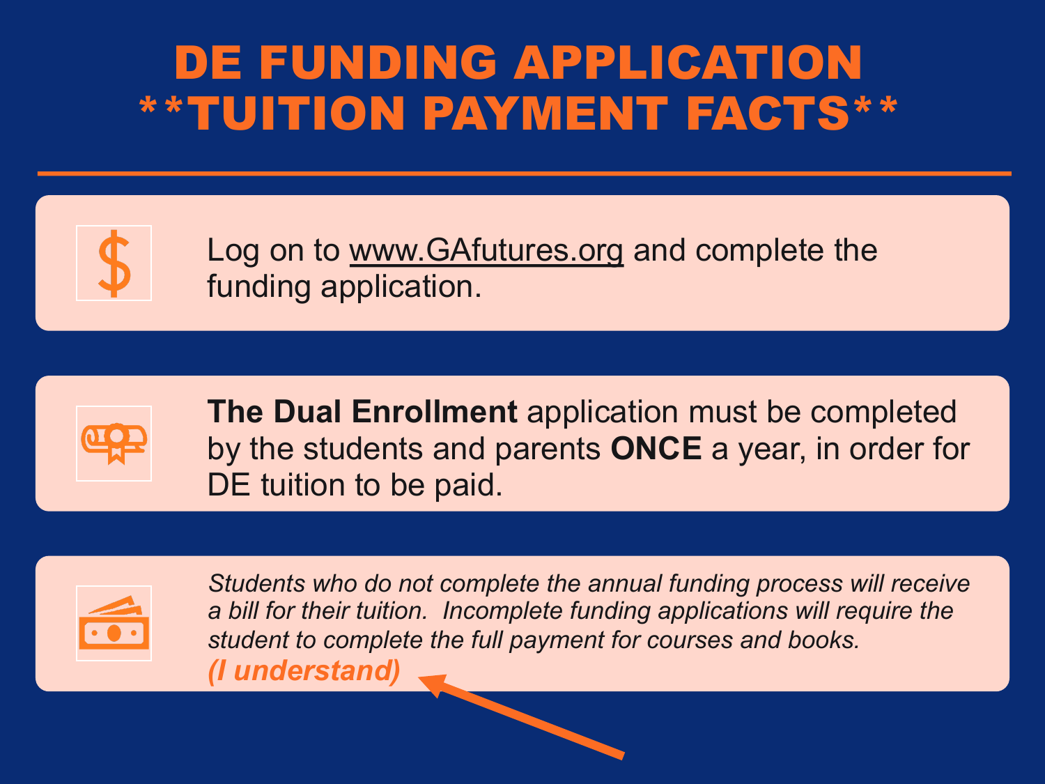# DE FUNDING APPLICATION
# **TUITION PAYMENT FACTS**

Log on to www.GAfutures.org and complete the funding application.

**The Dual Enrollment** application must be completed by the students and parents **ONCE** a year, in order for DE tuition to be paid.

*Students who do not complete the annual funding process will receive a bill for their tuition. Incomplete funding applications will require the student to complete the full payment for courses and books.*

***(I understand)***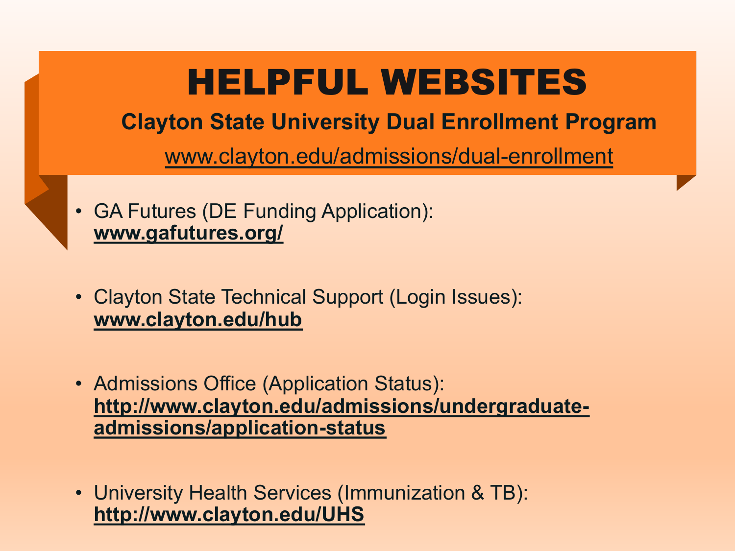# HELPFUL WEBSITES

## Clayton State University Dual Enrollment Program

www.clayton.edu/admissions/dual-enrollment

- GA Futures (DE Funding Application): **www.gafutures.org/**
- Clayton State Technical Support (Login Issues): **www.clayton.edu/hub**
- Admissions Office (Application Status): **http://www.clayton.edu/admissions/undergraduate-admissions/application-status**
- University Health Services (Immunization & TB): **http://www.clayton.edu/UHS**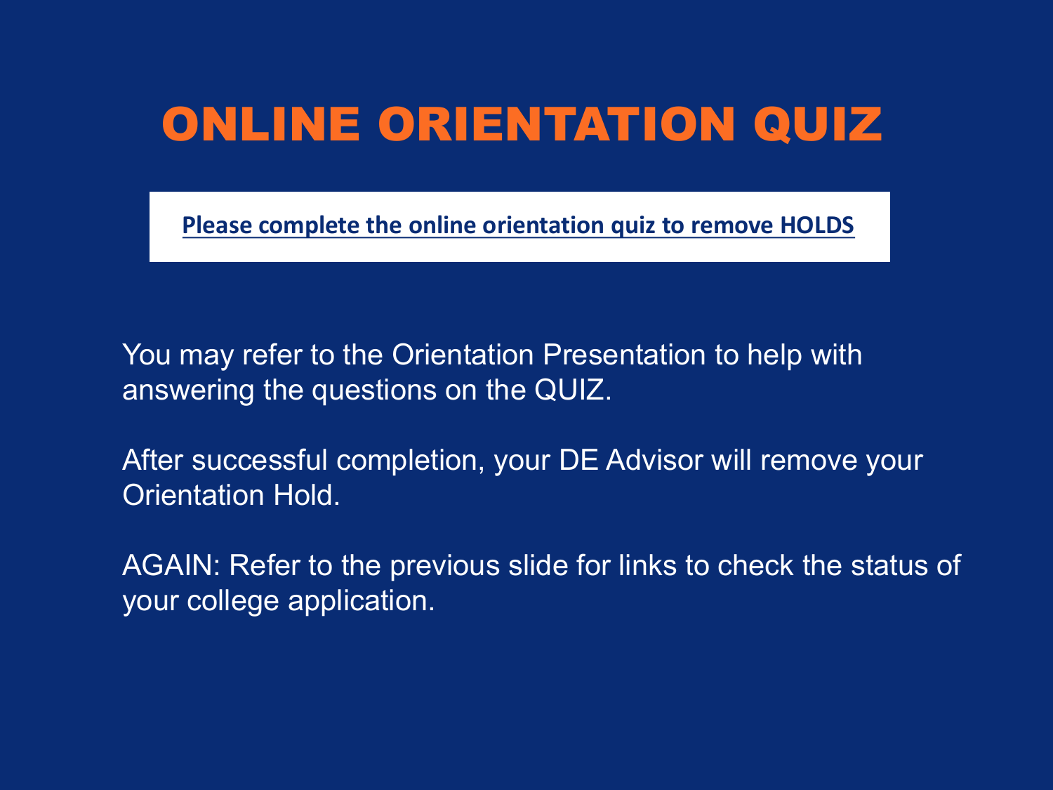# ONLINE ORIENTATION QUIZ

**Please complete the online orientation quiz to remove HOLDS**

You may refer to the Orientation Presentation to help with answering the questions on the QUIZ.

After successful completion, your DE Advisor will remove your Orientation Hold.

AGAIN: Refer to the previous slide for links to check the status of your college application.